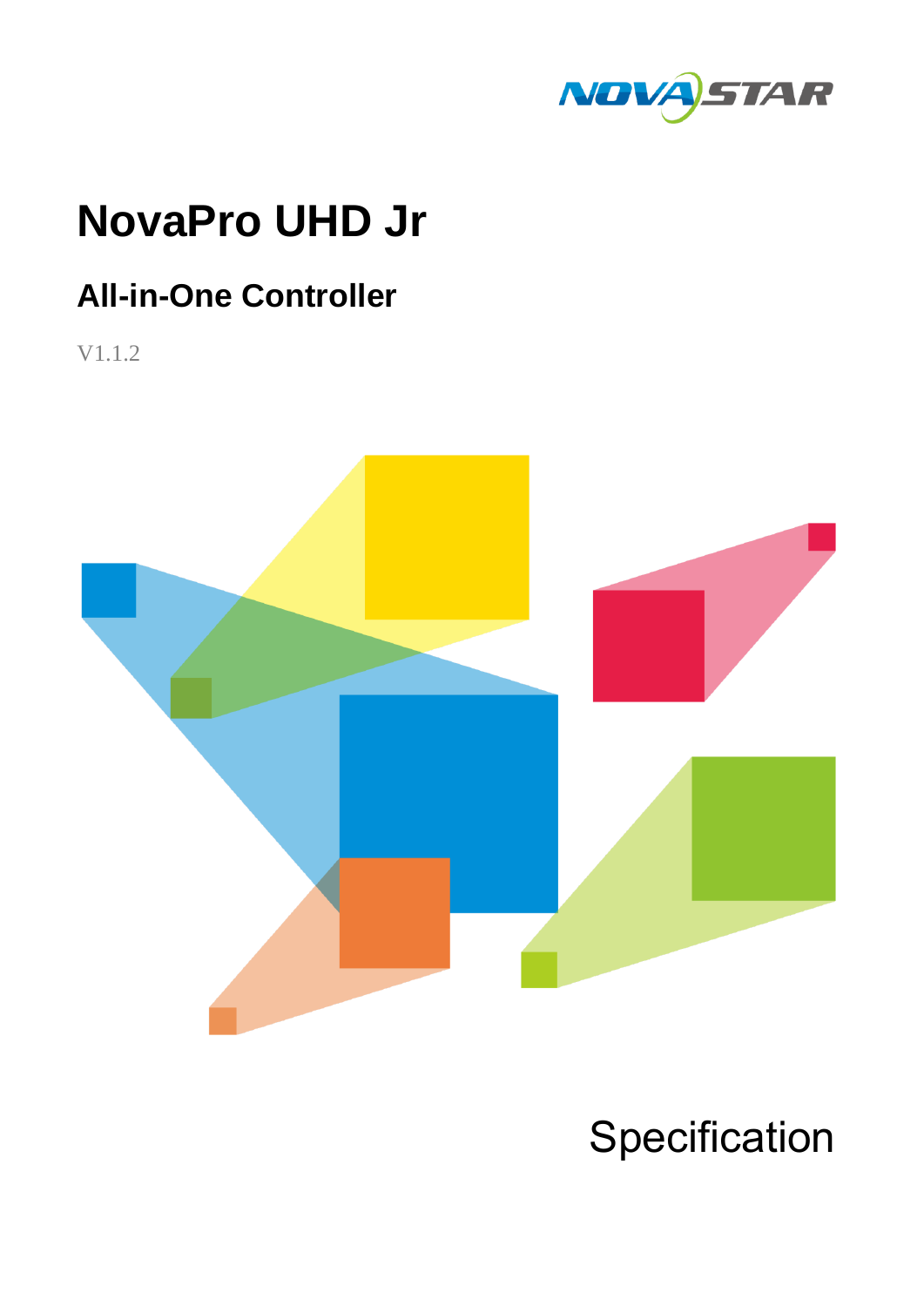# NovaPro UHD Jr

## All-in-One Controller

V1.1.2

Specification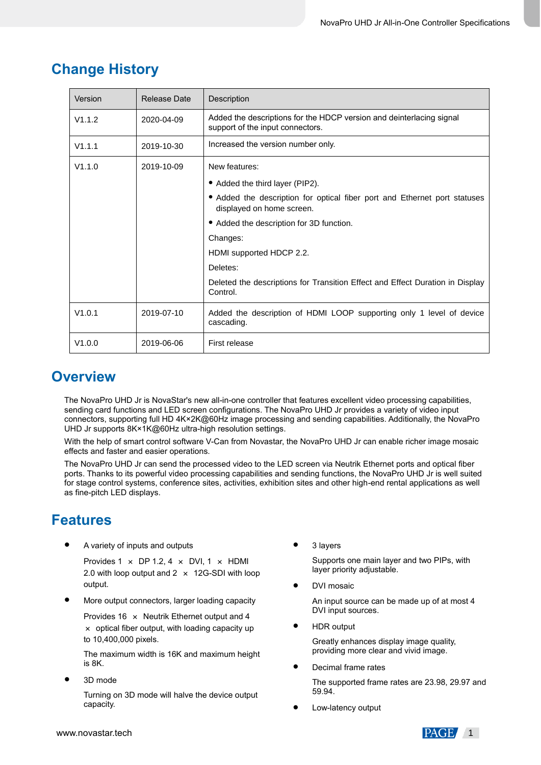# Change History

| Version | Release Date | Description |
|---|---|---|
| V1.1.2 | 2020-04-09 | Added the descriptions for the HDCP version and deinterlacing signal support of the input connectors. |
| V1.1.1 | 2019-10-30 | Increased the version number only. |
| V1.1.0 | 2019-10-09 | New features:<br>• Added the third layer (PIP2).<br>• Added the description for optical fiber port and Ethernet port statuses displayed on home screen.<br>• Added the description for 3D function.<br>Changes:<br>HDMI supported HDCP 2.2.<br>Deletes:<br>Deleted the descriptions for Transition Effect and Effect Duration in Display Control. |
| V1.0.1 | 2019-07-10 | Added the description of HDMI LOOP supporting only 1 level of device cascading. |
| V1.0.0 | 2019-06-06 | First release |

# Overview

The NovaPro UHD Jr is NovaStar's new all-in-one controller that features excellent video processing capabilities, sending card functions and LED screen configurations. The NovaPro UHD Jr provides a variety of video input connectors, supporting full HD 4K×2K@60Hz image processing and sending capabilities. Additionally, the NovaPro UHD Jr supports 8K×1K@60Hz ultra-high resolution settings.

With the help of smart control software V-Can from Novastar, the NovaPro UHD Jr can enable richer image mosaic effects and faster and easier operations.

The NovaPro UHD Jr can send the processed video to the LED screen via Neutrik Ethernet ports and optical fiber ports. Thanks to its powerful video processing capabilities and sending functions, the NovaPro UHD Jr is well suited for stage control systems, conference sites, activities, exhibition sites and other high-end rental applications as well as fine-pitch LED displays.

# Features

- A variety of inputs and outputs

  Provides 1 × DP 1.2, 4 × DVI, 1 × HDMI 2.0 with loop output and 2 × 12G-SDI with loop output.

- More output connectors, larger loading capacity

  Provides 16 × Neutrik Ethernet output and 4 × optical fiber output, with loading capacity up to 10,400,000 pixels.

  The maximum width is 16K and maximum height is 8K.

- 3D mode

  Turning on 3D mode will halve the device output capacity.

- 3 layers

  Supports one main layer and two PIPs, with layer priority adjustable.

- DVI mosaic

  An input source can be made up of at most 4 DVI input sources.

- HDR output

  Greatly enhances display image quality, providing more clear and vivid image.

- Decimal frame rates

  The supported frame rates are 23.98, 29.97 and 59.94.

- Low-latency output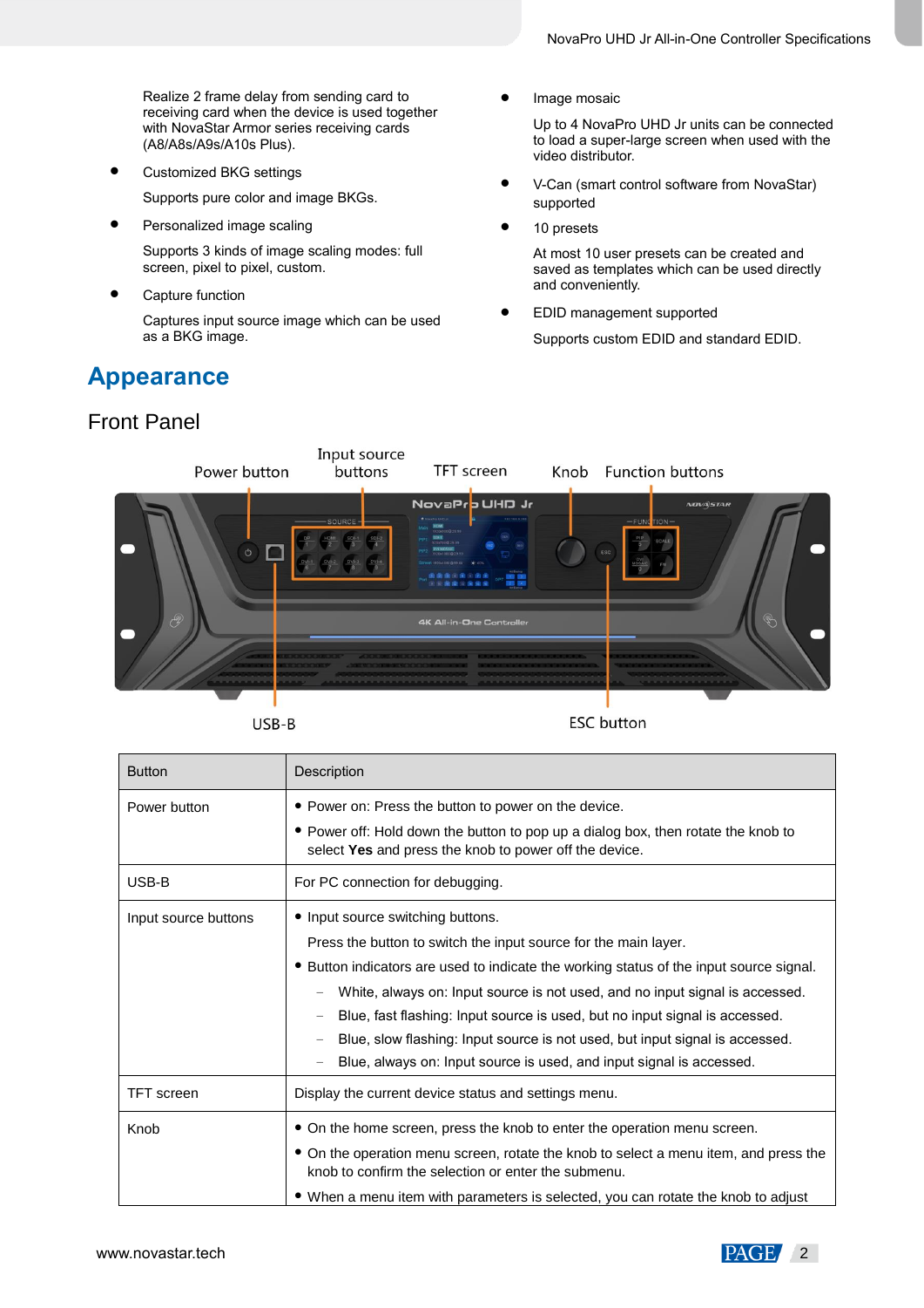Realize 2 frame delay from sending card to receiving card when the device is used together with NovaStar Armor series receiving cards (A8/A8s/A9s/A10s Plus).

- Customized BKG settings

  Supports pure color and image BKGs.

- Personalized image scaling

  Supports 3 kinds of image scaling modes: full screen, pixel to pixel, custom.

- Capture function

  Captures input source image which can be used as a BKG image.

- Image mosaic

  Up to 4 NovaPro UHD Jr units can be connected to load a super-large screen when used with the video distributor.

- V-Can (smart control software from NovaStar) supported

- 10 presets

  At most 10 user presets can be created and saved as templates which can be used directly and conveniently.

- EDID management supported

  Supports custom EDID and standard EDID.

# Appearance

## Front Panel

Power button | Input source buttons | TFT screen | Knob | Function buttons | USB-B | ESC button

| Button | Description |
|---|---|
| Power button | • Power on: Press the button to power on the device.<br>• Power off: Hold down the button to pop up a dialog box, then rotate the knob to select **Yes** and press the knob to power off the device. |
| USB-B | For PC connection for debugging. |
| Input source buttons | • Input source switching buttons.<br>Press the button to switch the input source for the main layer.<br>• Button indicators are used to indicate the working status of the input source signal.<br>– White, always on: Input source is not used, and no input signal is accessed.<br>– Blue, fast flashing: Input source is used, but no input signal is accessed.<br>– Blue, slow flashing: Input source is not used, but input signal is accessed.<br>– Blue, always on: Input source is used, and input signal is accessed. |
| TFT screen | Display the current device status and settings menu. |
| Knob | • On the home screen, press the knob to enter the operation menu screen.<br>• On the operation menu screen, rotate the knob to select a menu item, and press the knob to confirm the selection or enter the submenu.<br>• When a menu item with parameters is selected, you can rotate the knob to adjust |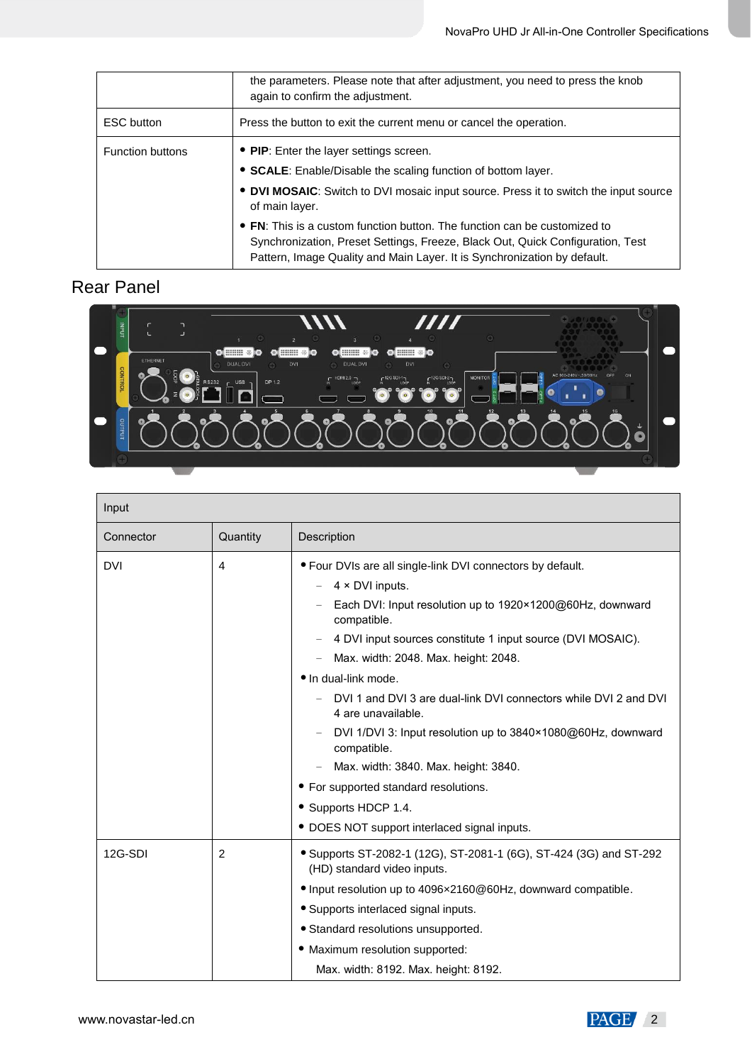| | |
|---|---|
| | the parameters. Please note that after adjustment, you need to press the knob again to confirm the adjustment. |
| ESC button | Press the button to exit the current menu or cancel the operation. |
| Function buttons | • **PIP**: Enter the layer settings screen.<br>• **SCALE**: Enable/Disable the scaling function of bottom layer.<br>• **DVI MOSAIC**: Switch to DVI mosaic input source. Press it to switch the input source of main layer.<br>• **FN**: This is a custom function button. The function can be customized to Synchronization, Preset Settings, Freeze, Black Out, Quick Configuration, Test Pattern, Image Quality and Main Layer. It is Synchronization by default. |

## Rear Panel

| Input | | |
|---|---|---|
| Connector | Quantity | Description |
| DVI | 4 | • Four DVIs are all single-link DVI connectors by default.<br>– 4 × DVI inputs.<br>– Each DVI: Input resolution up to 1920×1200@60Hz, downward compatible.<br>– 4 DVI input sources constitute 1 input source (DVI MOSAIC).<br>– Max. width: 2048. Max. height: 2048.<br>• In dual-link mode.<br>– DVI 1 and DVI 3 are dual-link DVI connectors while DVI 2 and DVI 4 are unavailable.<br>– DVI 1/DVI 3: Input resolution up to 3840×1080@60Hz, downward compatible.<br>– Max. width: 3840. Max. height: 3840.<br>• For supported standard resolutions.<br>• Supports HDCP 1.4.<br>• DOES NOT support interlaced signal inputs. |
| 12G-SDI | 2 | • Supports ST-2082-1 (12G), ST-2081-1 (6G), ST-424 (3G) and ST-292 (HD) standard video inputs.<br>• Input resolution up to 4096×2160@60Hz, downward compatible.<br>• Supports interlaced signal inputs.<br>• Standard resolutions unsupported.<br>• Maximum resolution supported:<br>Max. width: 8192. Max. height: 8192. |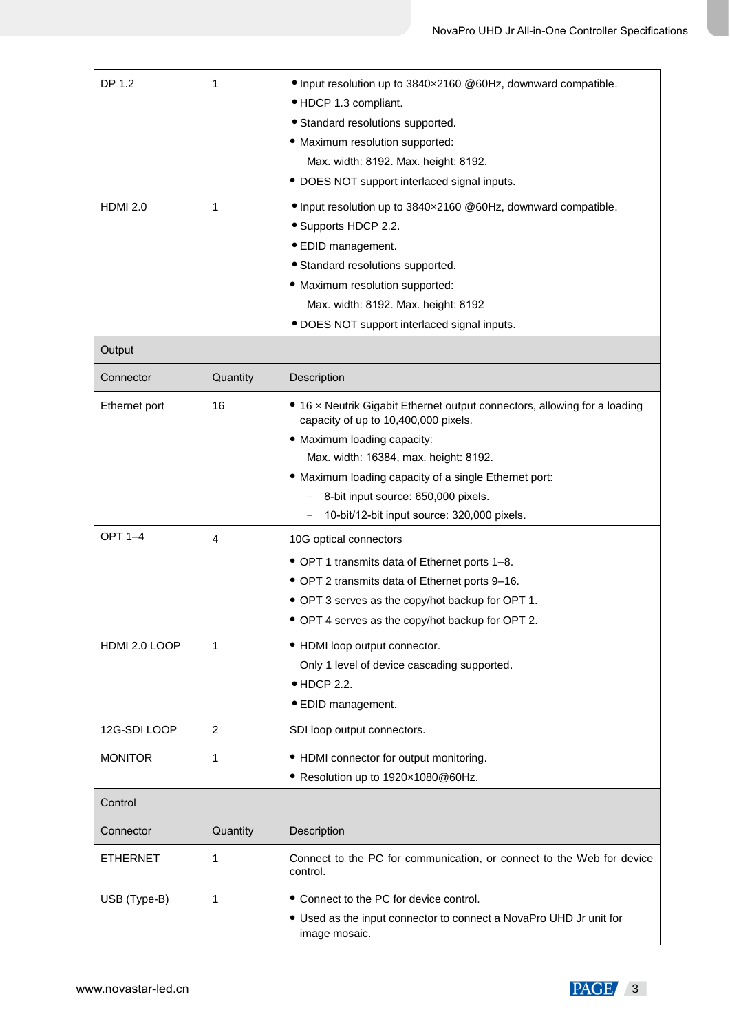| DP 1.2 | 1 | • Input resolution up to 3840×2160 @60Hz, downward compatible.<br>• HDCP 1.3 compliant.<br>• Standard resolutions supported.<br>• Maximum resolution supported:<br>Max. width: 8192. Max. height: 8192.<br>• DOES NOT support interlaced signal inputs. |
|---|---|---|
| HDMI 2.0 | 1 | • Input resolution up to 3840×2160 @60Hz, downward compatible.<br>• Supports HDCP 2.2.<br>• EDID management.<br>• Standard resolutions supported.<br>• Maximum resolution supported:<br>Max. width: 8192. Max. height: 8192<br>• DOES NOT support interlaced signal inputs. |
| Output | | |
| Connector | Quantity | Description |
| Ethernet port | 16 | • 16 × Neutrik Gigabit Ethernet output connectors, allowing for a loading capacity of up to 10,400,000 pixels.<br>• Maximum loading capacity:<br>Max. width: 16384, max. height: 8192.<br>• Maximum loading capacity of a single Ethernet port:<br>– 8-bit input source: 650,000 pixels.<br>– 10-bit/12-bit input source: 320,000 pixels. |
| OPT 1–4 | 4 | 10G optical connectors<br>• OPT 1 transmits data of Ethernet ports 1–8.<br>• OPT 2 transmits data of Ethernet ports 9–16.<br>• OPT 3 serves as the copy/hot backup for OPT 1.<br>• OPT 4 serves as the copy/hot backup for OPT 2. |
| HDMI 2.0 LOOP | 1 | • HDMI loop output connector.<br>Only 1 level of device cascading supported.<br>• HDCP 2.2.<br>• EDID management. |
| 12G-SDI LOOP | 2 | SDI loop output connectors. |
| MONITOR | 1 | • HDMI connector for output monitoring.<br>• Resolution up to 1920×1080@60Hz. |
| Control | | |
| Connector | Quantity | Description |
| ETHERNET | 1 | Connect to the PC for communication, or connect to the Web for device control. |
| USB (Type-B) | 1 | • Connect to the PC for device control.<br>• Used as the input connector to connect a NovaPro UHD Jr unit for image mosaic. |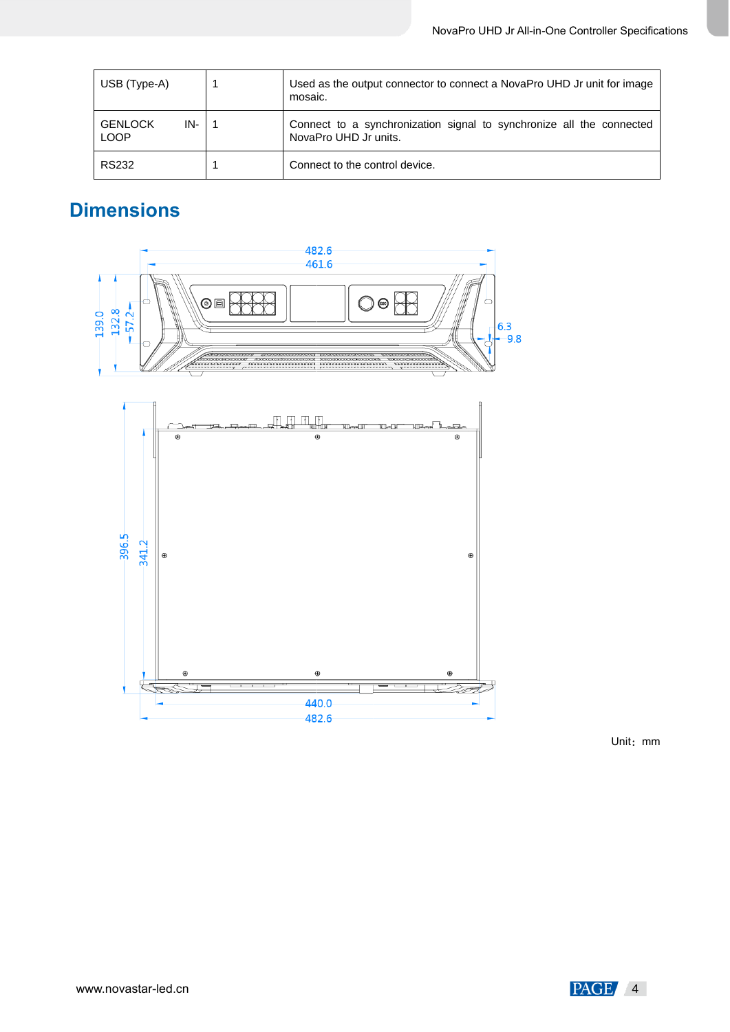| USB (Type-A) | 1 | Used as the output connector to connect a NovaPro UHD Jr unit for image mosaic. |
|---|---|---|
| GENLOCK IN-LOOP | 1 | Connect to a synchronization signal to synchronize all the connected NovaPro UHD Jr units. |
| RS232 | 1 | Connect to the control device. |

# Dimensions

Unit：mm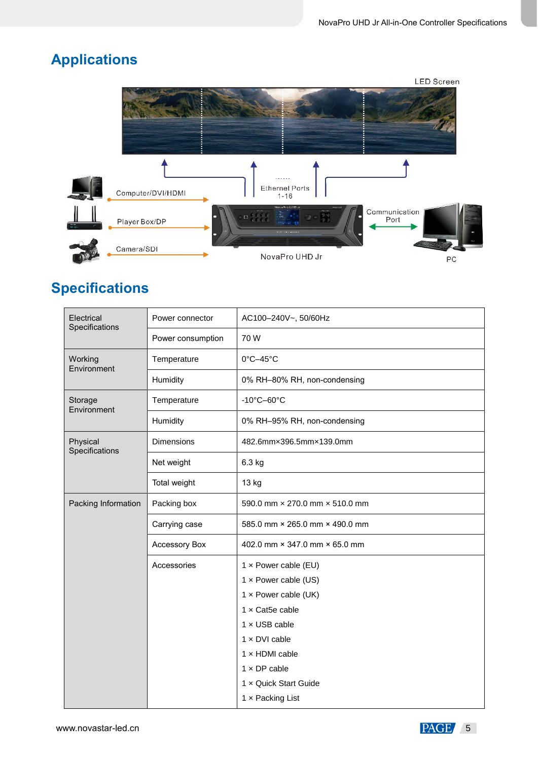## Applications

## Specifications

| Electrical Specifications | Power connector | AC100–240V~, 50/60Hz |
|---|---|---|
| | Power consumption | 70 W |
| Working Environment | Temperature | 0°C–45°C |
| | Humidity | 0% RH–80% RH, non-condensing |
| Storage Environment | Temperature | -10°C–60°C |
| | Humidity | 0% RH–95% RH, non-condensing |
| Physical Specifications | Dimensions | 482.6mm×396.5mm×139.0mm |
| | Net weight | 6.3 kg |
| | Total weight | 13 kg |
| Packing Information | Packing box | 590.0 mm × 270.0 mm × 510.0 mm |
| | Carrying case | 585.0 mm × 265.0 mm × 490.0 mm |
| | Accessory Box | 402.0 mm × 347.0 mm × 65.0 mm |
| | Accessories | 1 × Power cable (EU)<br>1 × Power cable (US)<br>1 × Power cable (UK)<br>1 × Cat5e cable<br>1 × USB cable<br>1 × DVI cable<br>1 × HDMI cable<br>1 × DP cable<br>1 × Quick Start Guide<br>1 × Packing List |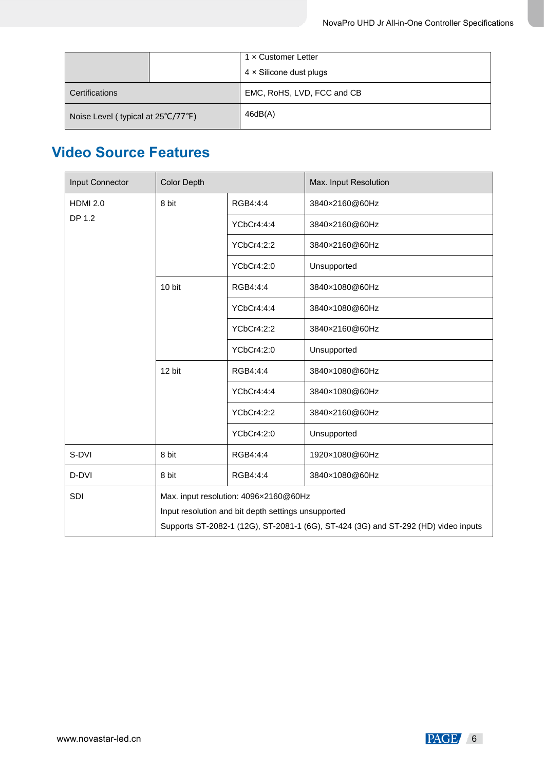| | | 1 × Customer Letter<br>4 × Silicone dust plugs |
|---|---|---|
| Certifications | | EMC, RoHS, LVD, FCC and CB |
| Noise Level ( typical at 25℃/77℉) | | 46dB(A) |

## Video Source Features

| Input Connector | Color Depth | | Max. Input Resolution |
|---|---|---|---|
| HDMI 2.0<br>DP 1.2 | 8 bit | RGB4:4:4 | 3840×2160@60Hz |
| | | YCbCr4:4:4 | 3840×2160@60Hz |
| | | YCbCr4:2:2 | 3840×2160@60Hz |
| | | YCbCr4:2:0 | Unsupported |
| | 10 bit | RGB4:4:4 | 3840×1080@60Hz |
| | | YCbCr4:4:4 | 3840×1080@60Hz |
| | | YCbCr4:2:2 | 3840×2160@60Hz |
| | | YCbCr4:2:0 | Unsupported |
| | 12 bit | RGB4:4:4 | 3840×1080@60Hz |
| | | YCbCr4:4:4 | 3840×1080@60Hz |
| | | YCbCr4:2:2 | 3840×2160@60Hz |
| | | YCbCr4:2:0 | Unsupported |
| S-DVI | 8 bit | RGB4:4:4 | 1920×1080@60Hz |
| D-DVI | 8 bit | RGB4:4:4 | 3840×1080@60Hz |
| SDI | Max. input resolution: 4096×2160@60Hz<br>Input resolution and bit depth settings unsupported<br>Supports ST-2082-1 (12G), ST-2081-1 (6G), ST-424 (3G) and ST-292 (HD) video inputs | | |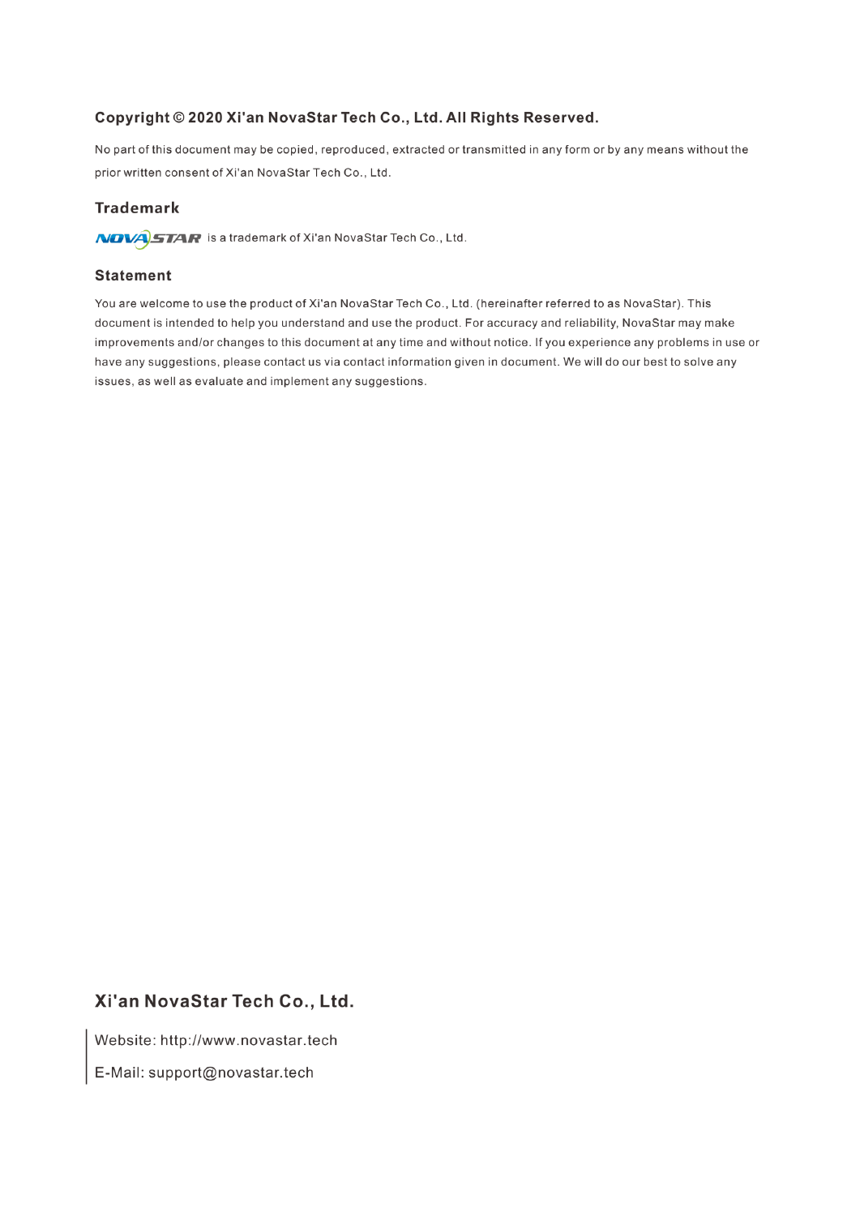## Copyright © 2020 Xi'an NovaStar Tech Co., Ltd. All Rights Reserved.

No part of this document may be copied, reproduced, extracted or transmitted in any form or by any means without the prior written consent of Xi'an NovaStar Tech Co., Ltd.

## Trademark

NOVASTAR is a trademark of Xi'an NovaStar Tech Co., Ltd.

## Statement

You are welcome to use the product of Xi'an NovaStar Tech Co., Ltd. (hereinafter referred to as NovaStar). This document is intended to help you understand and use the product. For accuracy and reliability, NovaStar may make improvements and/or changes to this document at any time and without notice. If you experience any problems in use or have any suggestions, please contact us via contact information given in document. We will do our best to solve any issues, as well as evaluate and implement any suggestions.

## Xi'an NovaStar Tech Co., Ltd.

Website: http://www.novastar.tech

E-Mail: support@novastar.tech